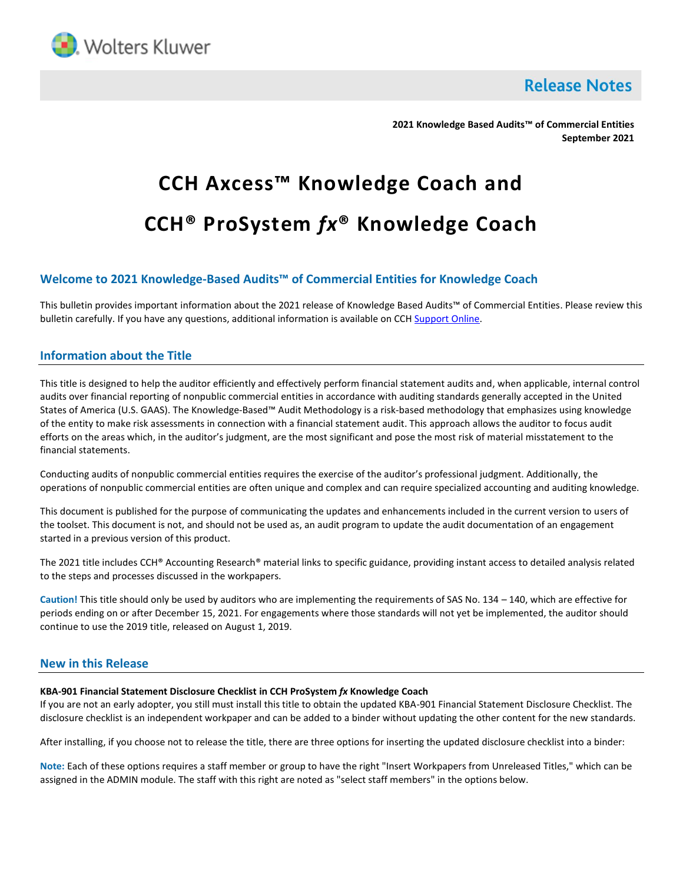Release Notes

**2021 Knowledge Based Audits™ of Commercial Entities**
**September 2021**

# CCH Axcess™ Knowledge Coach and

# CCH® ProSystem *fx*® Knowledge Coach

## Welcome to 2021 Knowledge-Based Audits™ of Commercial Entities for Knowledge Coach

This bulletin provides important information about the 2021 release of Knowledge Based Audits™ of Commercial Entities. Please review this bulletin carefully. If you have any questions, additional information is available on CCH Support Online.

## Information about the Title

This title is designed to help the auditor efficiently and effectively perform financial statement audits and, when applicable, internal control audits over financial reporting of nonpublic commercial entities in accordance with auditing standards generally accepted in the United States of America (U.S. GAAS). The Knowledge-Based™ Audit Methodology is a risk-based methodology that emphasizes using knowledge of the entity to make risk assessments in connection with a financial statement audit. This approach allows the auditor to focus audit efforts on the areas which, in the auditor's judgment, are the most significant and pose the most risk of material misstatement to the financial statements.

Conducting audits of nonpublic commercial entities requires the exercise of the auditor's professional judgment. Additionally, the operations of nonpublic commercial entities are often unique and complex and can require specialized accounting and auditing knowledge.

This document is published for the purpose of communicating the updates and enhancements included in the current version to users of the toolset. This document is not, and should not be used as, an audit program to update the audit documentation of an engagement started in a previous version of this product.

The 2021 title includes CCH® Accounting Research® material links to specific guidance, providing instant access to detailed analysis related to the steps and processes discussed in the workpapers.

**Caution!** This title should only be used by auditors who are implementing the requirements of SAS No. 134 – 140, which are effective for periods ending on or after December 15, 2021. For engagements where those standards will not yet be implemented, the auditor should continue to use the 2019 title, released on August 1, 2019.

## New in this Release

**KBA-901 Financial Statement Disclosure Checklist in CCH ProSystem *fx* Knowledge Coach**
If you are not an early adopter, you still must install this title to obtain the updated KBA-901 Financial Statement Disclosure Checklist. The disclosure checklist is an independent workpaper and can be added to a binder without updating the other content for the new standards.

After installing, if you choose not to release the title, there are three options for inserting the updated disclosure checklist into a binder:

**Note:** Each of these options requires a staff member or group to have the right "Insert Workpapers from Unreleased Titles," which can be assigned in the ADMIN module. The staff with this right are noted as "select staff members" in the options below.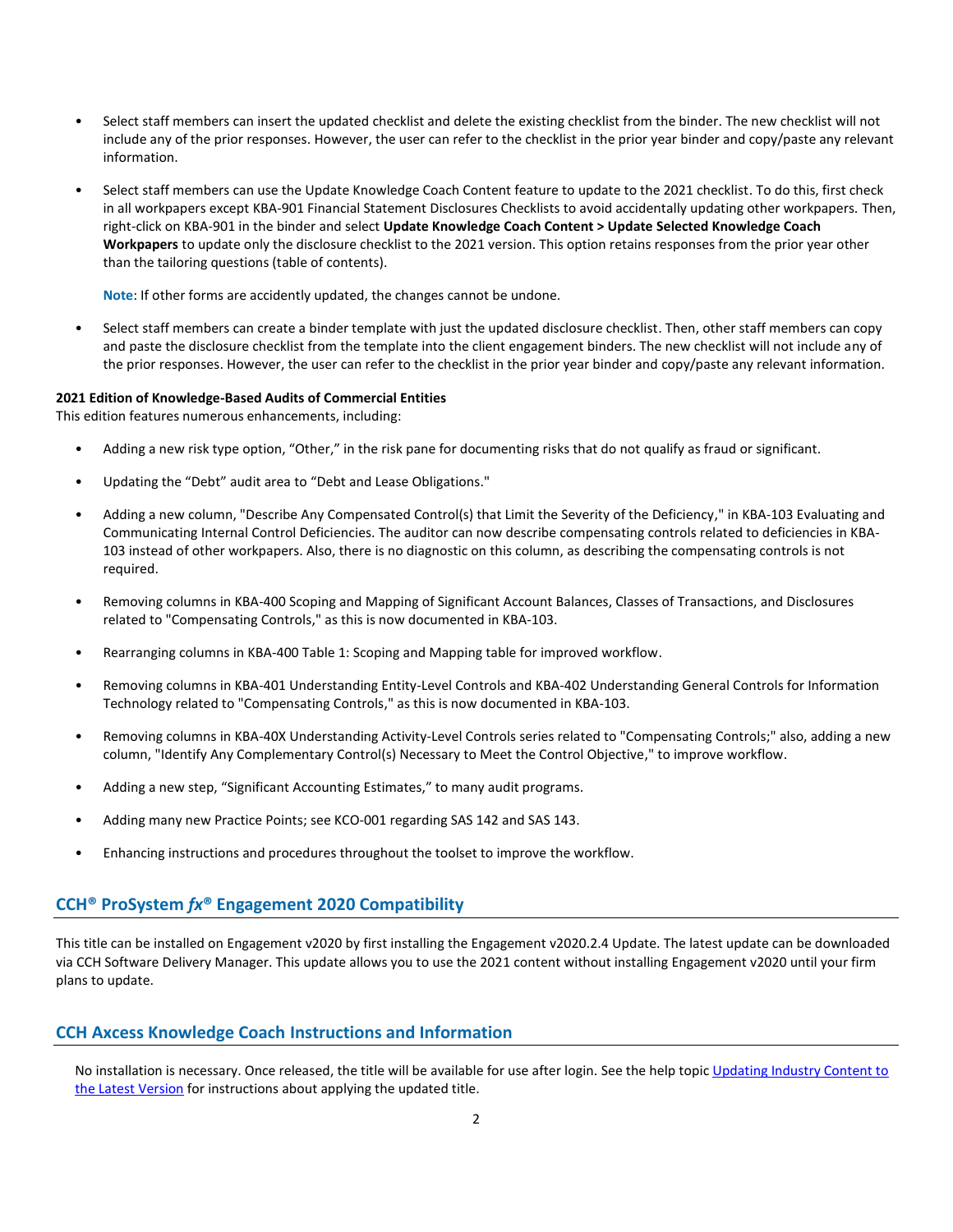- Select staff members can insert the updated checklist and delete the existing checklist from the binder. The new checklist will not include any of the prior responses. However, the user can refer to the checklist in the prior year binder and copy/paste any relevant information.

- Select staff members can use the Update Knowledge Coach Content feature to update to the 2021 checklist. To do this, first check in all workpapers except KBA-901 Financial Statement Disclosures Checklists to avoid accidentally updating other workpapers. Then, right-click on KBA-901 in the binder and select **Update Knowledge Coach Content > Update Selected Knowledge Coach Workpapers** to update only the disclosure checklist to the 2021 version. This option retains responses from the prior year other than the tailoring questions (table of contents).

  **Note**: If other forms are accidently updated, the changes cannot be undone.

- Select staff members can create a binder template with just the updated disclosure checklist. Then, other staff members can copy and paste the disclosure checklist from the template into the client engagement binders. The new checklist will not include any of the prior responses. However, the user can refer to the checklist in the prior year binder and copy/paste any relevant information.

**2021 Edition of Knowledge-Based Audits of Commercial Entities**
This edition features numerous enhancements, including:

- Adding a new risk type option, "Other," in the risk pane for documenting risks that do not qualify as fraud or significant.

- Updating the "Debt" audit area to "Debt and Lease Obligations."

- Adding a new column, "Describe Any Compensated Control(s) that Limit the Severity of the Deficiency," in KBA-103 Evaluating and Communicating Internal Control Deficiencies. The auditor can now describe compensating controls related to deficiencies in KBA-103 instead of other workpapers. Also, there is no diagnostic on this column, as describing the compensating controls is not required.

- Removing columns in KBA-400 Scoping and Mapping of Significant Account Balances, Classes of Transactions, and Disclosures related to "Compensating Controls," as this is now documented in KBA-103.

- Rearranging columns in KBA-400 Table 1: Scoping and Mapping table for improved workflow.

- Removing columns in KBA-401 Understanding Entity-Level Controls and KBA-402 Understanding General Controls for Information Technology related to "Compensating Controls," as this is now documented in KBA-103.

- Removing columns in KBA-40X Understanding Activity-Level Controls series related to "Compensating Controls;" also, adding a new column, "Identify Any Complementary Control(s) Necessary to Meet the Control Objective," to improve workflow.

- Adding a new step, "Significant Accounting Estimates," to many audit programs.

- Adding many new Practice Points; see KCO-001 regarding SAS 142 and SAS 143.

- Enhancing instructions and procedures throughout the toolset to improve the workflow.

## CCH® ProSystem *fx*® Engagement 2020 Compatibility

This title can be installed on Engagement v2020 by first installing the Engagement v2020.2.4 Update. The latest update can be downloaded via CCH Software Delivery Manager. This update allows you to use the 2021 content without installing Engagement v2020 until your firm plans to update.

## CCH Axcess Knowledge Coach Instructions and Information

No installation is necessary. Once released, the title will be available for use after login. See the help topic Updating Industry Content to the Latest Version for instructions about applying the updated title.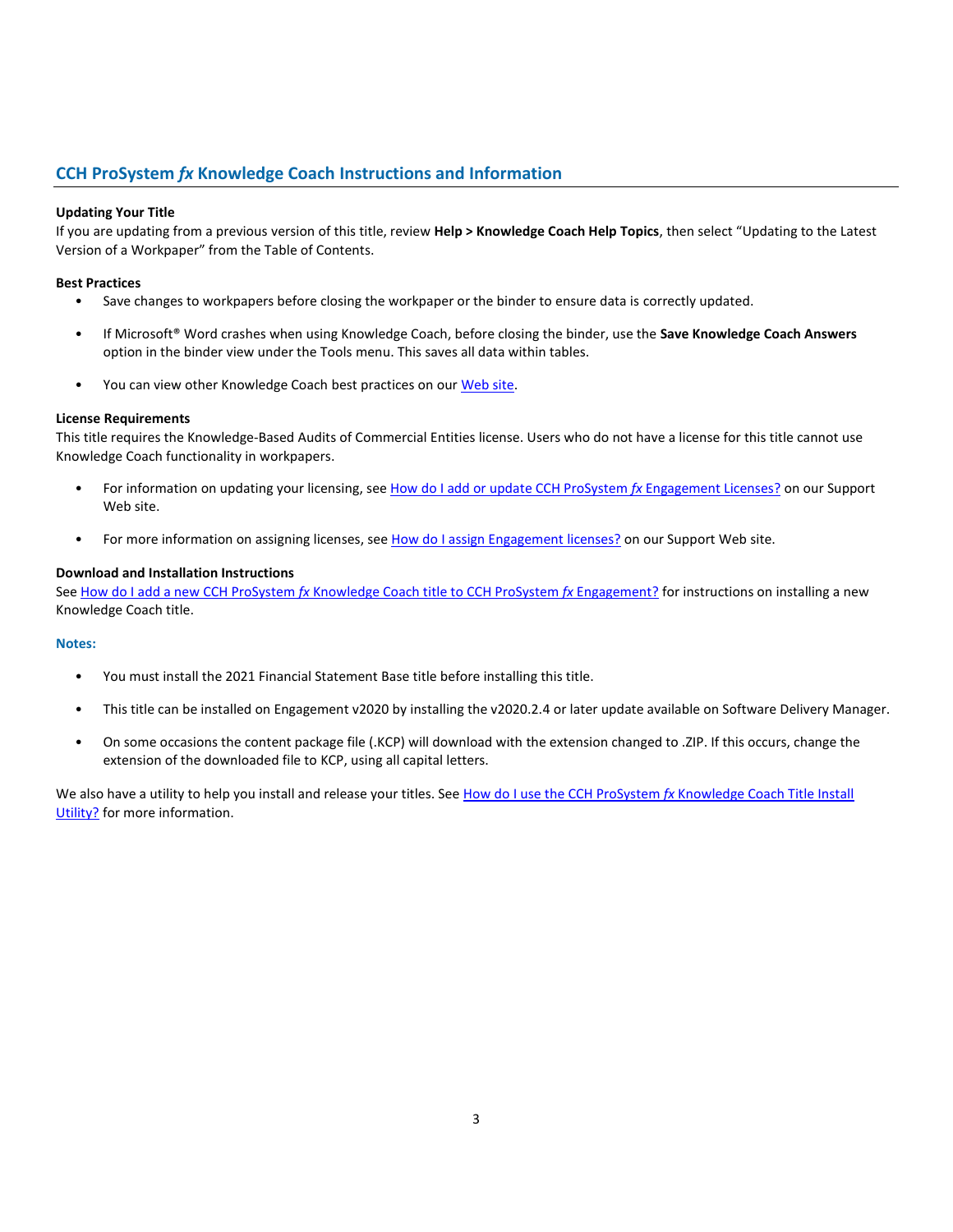## CCH ProSystem *fx* Knowledge Coach Instructions and Information

**Updating Your Title**

If you are updating from a previous version of this title, review **Help > Knowledge Coach Help Topics**, then select "Updating to the Latest Version of a Workpaper" from the Table of Contents.

**Best Practices**

- Save changes to workpapers before closing the workpaper or the binder to ensure data is correctly updated.
- If Microsoft® Word crashes when using Knowledge Coach, before closing the binder, use the **Save Knowledge Coach Answers** option in the binder view under the Tools menu. This saves all data within tables.
- You can view other Knowledge Coach best practices on our Web site.

**License Requirements**

This title requires the Knowledge-Based Audits of Commercial Entities license. Users who do not have a license for this title cannot use Knowledge Coach functionality in workpapers.

- For information on updating your licensing, see How do I add or update CCH ProSystem *fx* Engagement Licenses? on our Support Web site.
- For more information on assigning licenses, see How do I assign Engagement licenses? on our Support Web site.

**Download and Installation Instructions**

See How do I add a new CCH ProSystem *fx* Knowledge Coach title to CCH ProSystem *fx* Engagement? for instructions on installing a new Knowledge Coach title.

**Notes:**

- You must install the 2021 Financial Statement Base title before installing this title.
- This title can be installed on Engagement v2020 by installing the v2020.2.4 or later update available on Software Delivery Manager.
- On some occasions the content package file (.KCP) will download with the extension changed to .ZIP. If this occurs, change the extension of the downloaded file to KCP, using all capital letters.

We also have a utility to help you install and release your titles. See How do I use the CCH ProSystem *fx* Knowledge Coach Title Install Utility? for more information.